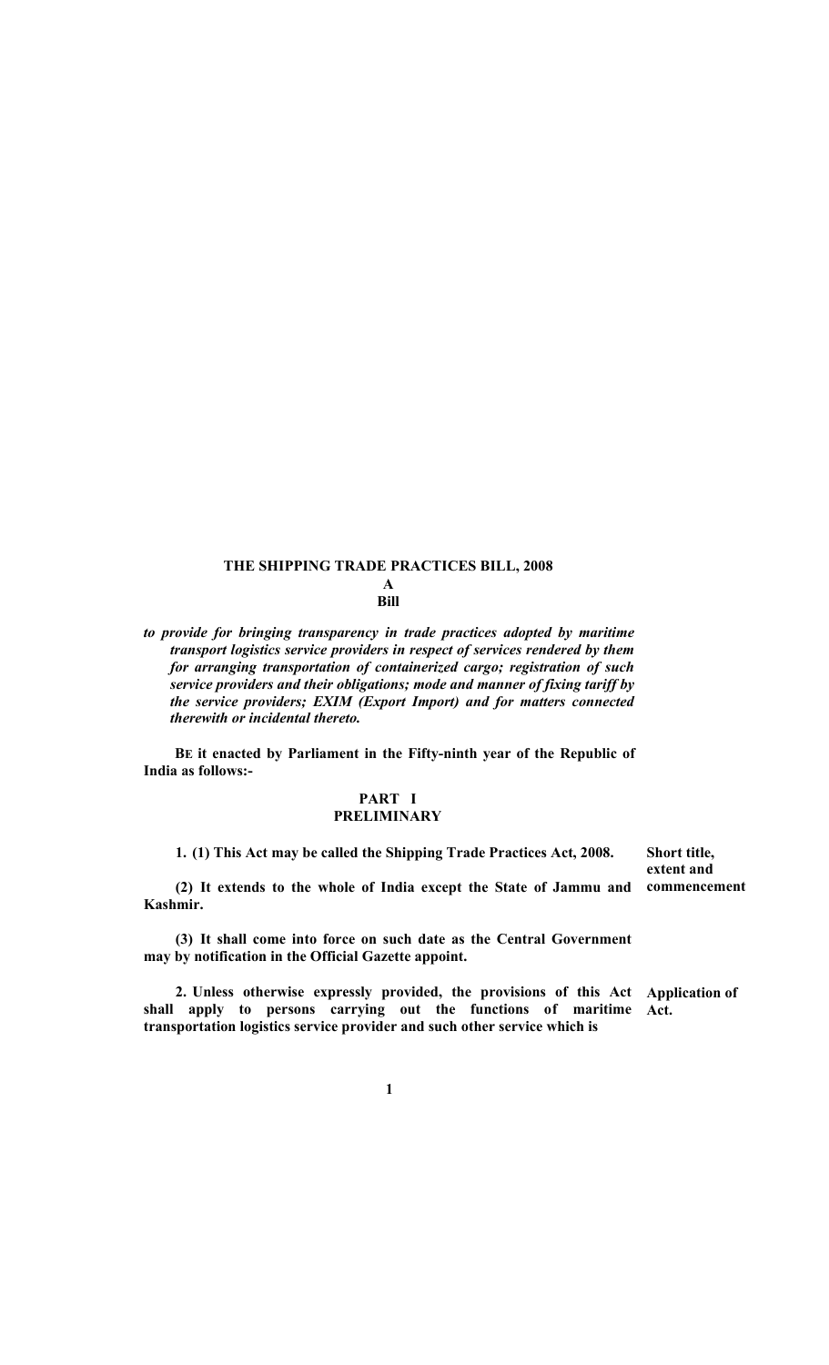# THE SHIPPING TRADE PRACTICES BILL, 2008

## A

## Bill

***to provide for bringing transparency in trade practices adopted by maritime transport logistics service providers in respect of services rendered by them for arranging transportation of containerized cargo; registration of such service providers and their obligations; mode and manner of fixing tariff by the service providers; EXIM (Export Import) and for matters connected therewith or incidental thereto.***

**BE it enacted by Parliament in the Fifty-ninth year of the Republic of India as follows:-**

## PART I
## PRELIMINARY

**Short title, extent and commencement**

**1. (1) This Act may be called the Shipping Trade Practices Act, 2008.**

**(2) It extends to the whole of India except the State of Jammu and Kashmir.**

**(3) It shall come into force on such date as the Central Government may by notification in the Official Gazette appoint.**

**Application of Act.**

**2. Unless otherwise expressly provided, the provisions of this Act shall apply to persons carrying out the functions of maritime transportation logistics service provider and such other service which is**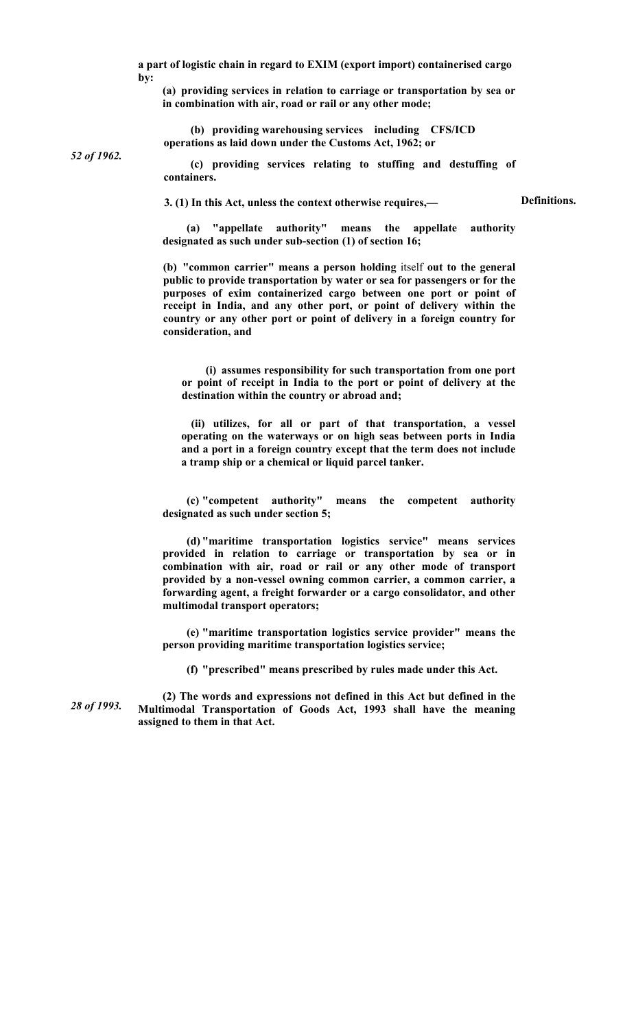**a part of logistic chain in regard to EXIM (export import) containerised cargo by:**

**(a) providing services in relation to carriage or transportation by sea or in combination with air, road or rail or any other mode;**

**(b) providing warehousing services including CFS/ICD operations as laid down under the Customs Act, 1962; or**

*52 of 1962.*

**(c) providing services relating to stuffing and destuffing of containers.**

**Definitions.**

**3. (1) In this Act, unless the context otherwise requires,—**

**(a) "appellate authority" means the appellate authority designated as such under sub-section (1) of section 16;**

**(b) "common carrier" means a person holding** itself **out to the general public to provide transportation by water or sea for passengers or for the purposes of exim containerized cargo between one port or point of receipt in India, and any other port, or point of delivery within the country or any other port or point of delivery in a foreign country for consideration, and**

**(i) assumes responsibility for such transportation from one port or point of receipt in India to the port or point of delivery at the destination within the country or abroad and;**

**(ii) utilizes, for all or part of that transportation, a vessel operating on the waterways or on high seas between ports in India and a port in a foreign country except that the term does not include a tramp ship or a chemical or liquid parcel tanker.**

**(c) "competent authority" means the competent authority designated as such under section 5;**

**(d) "maritime transportation logistics service" means services provided in relation to carriage or transportation by sea or in combination with air, road or rail or any other mode of transport provided by a non-vessel owning common carrier, a common carrier, a forwarding agent, a freight forwarder or a cargo consolidator, and other multimodal transport operators;**

**(e) "maritime transportation logistics service provider" means the person providing maritime transportation logistics service;**

**(f) "prescribed" means prescribed by rules made under this Act.**

*28 of 1993.*

**(2) The words and expressions not defined in this Act but defined in the Multimodal Transportation of Goods Act, 1993 shall have the meaning assigned to them in that Act.**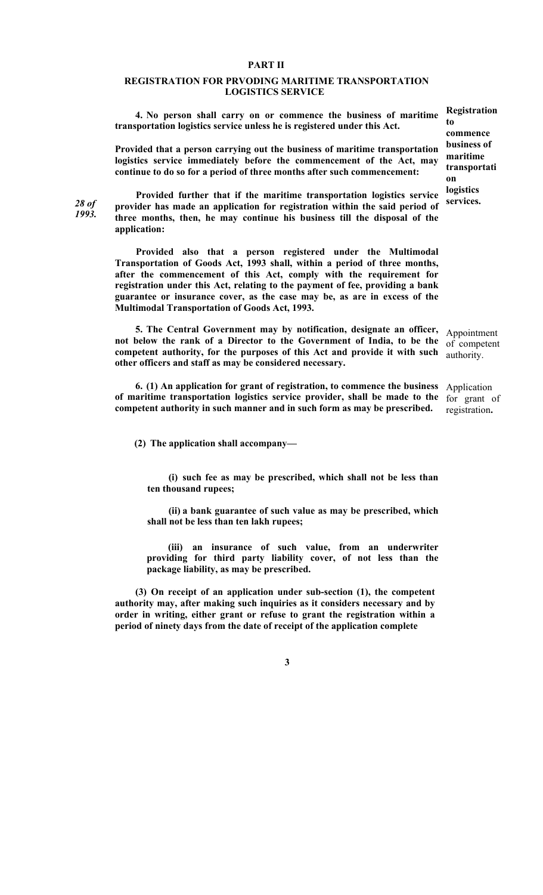## PART II

## REGISTRATION FOR PRVODING MARITIME TRANSPORTATION LOGISTICS SERVICE

**Registration to commence business of maritime transportation logistics services.**

**4. No person shall carry on or commence the business of maritime transportation logistics service unless he is registered under this Act.**

**Provided that a person carrying out the business of maritime transportation logistics service immediately before the commencement of the Act, may continue to do so for a period of three months after such commencement:**

**Provided further that if the maritime transportation logistics service provider has made an application for registration within the said period of three months, then, he may continue his business till the disposal of the application:**

***28 of 1993.***

**Provided also that a person registered under the Multimodal Transportation of Goods Act, 1993 shall, within a period of three months, after the commencement of this Act, comply with the requirement for registration under this Act, relating to the payment of fee, providing a bank guarantee or insurance cover, as the case may be, as are in excess of the Multimodal Transportation of Goods Act, 1993.**

Appointment of competent authority.

**5. The Central Government may by notification, designate an officer, not below the rank of a Director to the Government of India, to be the competent authority, for the purposes of this Act and provide it with such other officers and staff as may be considered necessary.**

Application for grant of registration**.**

**6. (1) An application for grant of registration, to commence the business of maritime transportation logistics service provider, shall be made to the competent authority in such manner and in such form as may be prescribed.**

**(2) The application shall accompany—**

**(i) such fee as may be prescribed, which shall not be less than ten thousand rupees;**

**(ii) a bank guarantee of such value as may be prescribed, which shall not be less than ten lakh rupees;**

**(iii) an insurance of such value, from an underwriter providing for third party liability cover, of not less than the package liability, as may be prescribed.**

**(3) On receipt of an application under sub-section (1), the competent authority may, after making such inquiries as it considers necessary and by order in writing, either grant or refuse to grant the registration within a period of ninety days from the date of receipt of the application complete**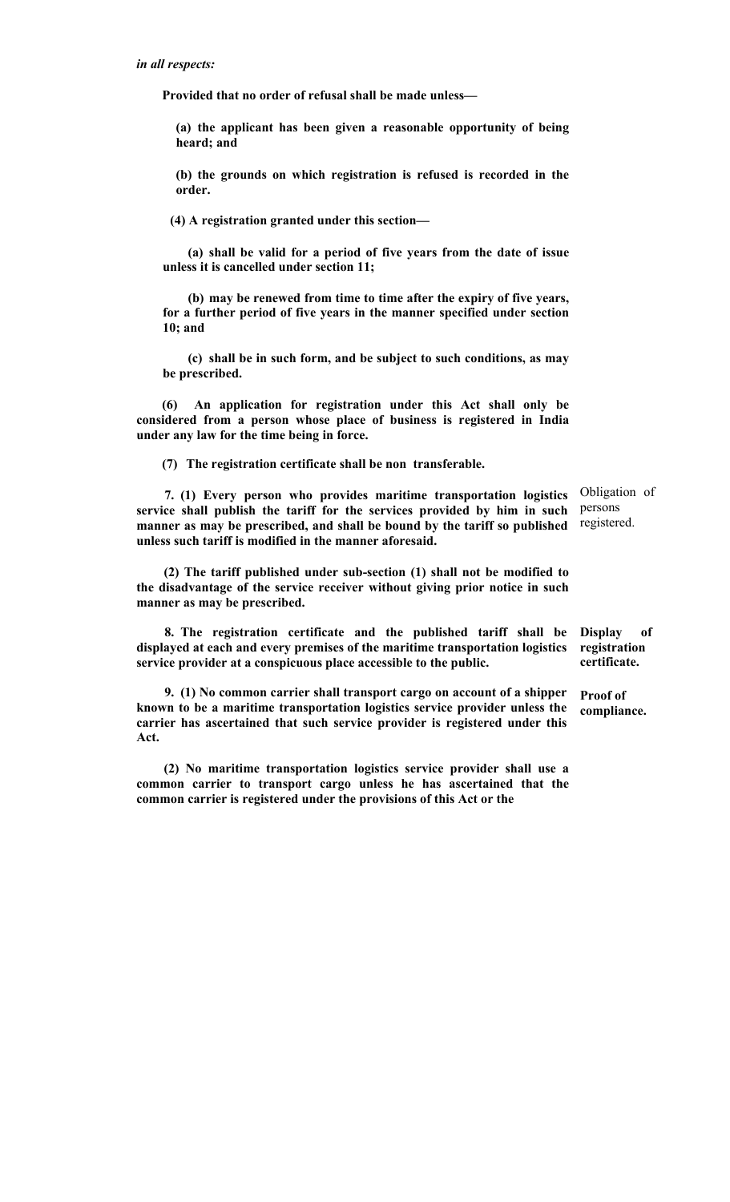***in all respects:***

**Provided that no order of refusal shall be made unless—**

**(a) the applicant has been given a reasonable opportunity of being heard; and**

**(b) the grounds on which registration is refused is recorded in the order.**

**(4) A registration granted under this section—**

**(a) shall be valid for a period of five years from the date of issue unless it is cancelled under section 11;**

**(b) may be renewed from time to time after the expiry of five years, for a further period of five years in the manner specified under section 10; and**

**(c) shall be in such form, and be subject to such conditions, as may be prescribed.**

**(6) An application for registration under this Act shall only be considered from a person whose place of business is registered in India under any law for the time being in force.**

**(7) The registration certificate shall be non transferable.**

Obligation of persons registered.

**7. (1) Every person who provides maritime transportation logistics service shall publish the tariff for the services provided by him in such manner as may be prescribed, and shall be bound by the tariff so published unless such tariff is modified in the manner aforesaid.**

**(2) The tariff published under sub-section (1) shall not be modified to the disadvantage of the service receiver without giving prior notice in such manner as may be prescribed.**

**Display of registration certificate.**

**8. The registration certificate and the published tariff shall be displayed at each and every premises of the maritime transportation logistics service provider at a conspicuous place accessible to the public.**

**Proof of compliance.**

**9. (1) No common carrier shall transport cargo on account of a shipper known to be a maritime transportation logistics service provider unless the carrier has ascertained that such service provider is registered under this Act.**

**(2) No maritime transportation logistics service provider shall use a common carrier to transport cargo unless he has ascertained that the common carrier is registered under the provisions of this Act or the**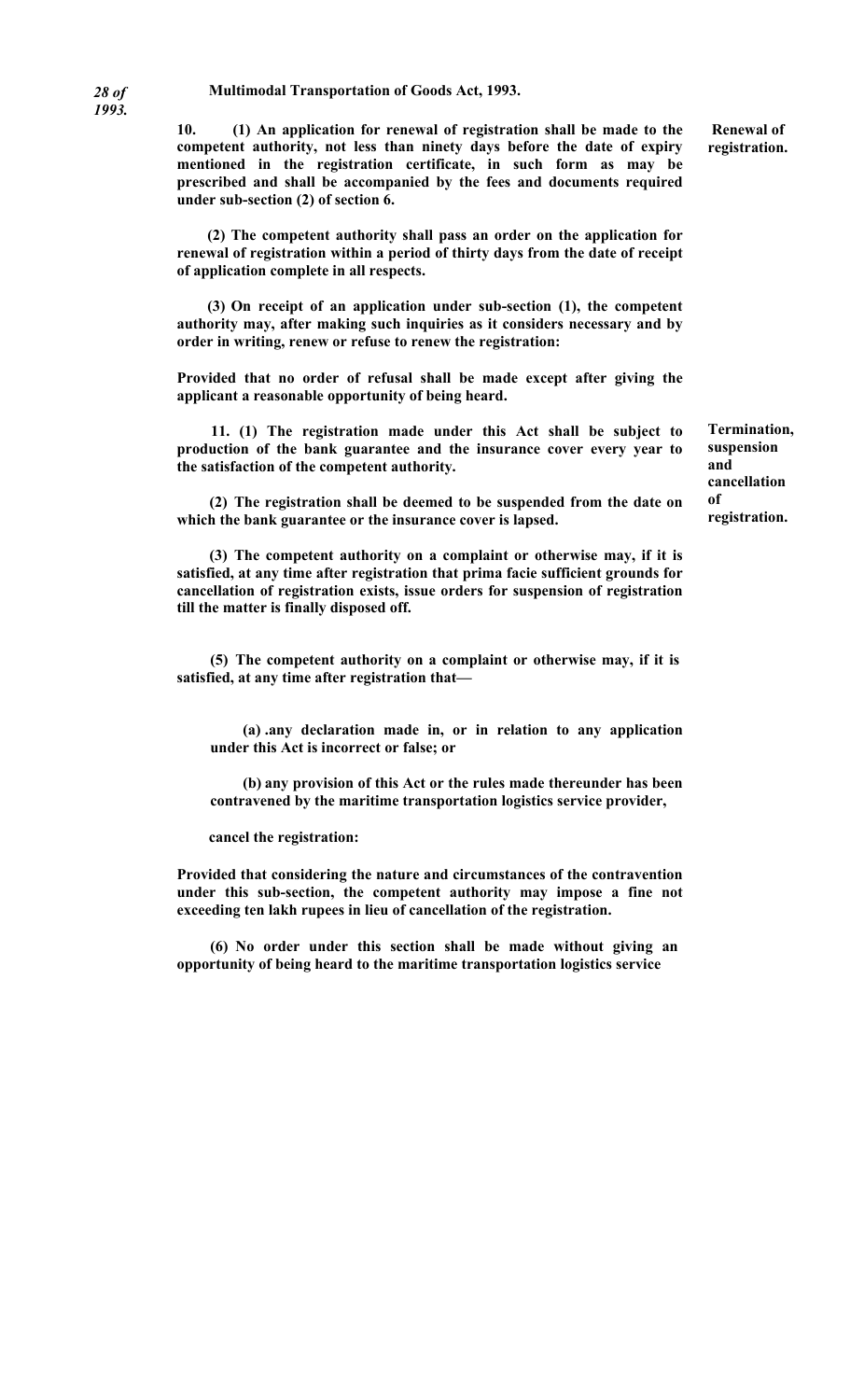*28 of 1993.* **Multimodal Transportation of Goods Act, 1993.**

**Renewal of registration.**

**10. (1) An application for renewal of registration shall be made to the competent authority, not less than ninety days before the date of expiry mentioned in the registration certificate, in such form as may be prescribed and shall be accompanied by the fees and documents required under sub-section (2) of section 6.**

**(2) The competent authority shall pass an order on the application for renewal of registration within a period of thirty days from the date of receipt of application complete in all respects.**

**(3) On receipt of an application under sub-section (1), the competent authority may, after making such inquiries as it considers necessary and by order in writing, renew or refuse to renew the registration:**

**Provided that no order of refusal shall be made except after giving the applicant a reasonable opportunity of being heard.**

**Termination, suspension and cancellation of registration.**

**11. (1) The registration made under this Act shall be subject to production of the bank guarantee and the insurance cover every year to the satisfaction of the competent authority.**

**(2) The registration shall be deemed to be suspended from the date on which the bank guarantee or the insurance cover is lapsed.**

**(3) The competent authority on a complaint or otherwise may, if it is satisfied, at any time after registration that prima facie sufficient grounds for cancellation of registration exists, issue orders for suspension of registration till the matter is finally disposed off.**

**(5) The competent authority on a complaint or otherwise may, if it is satisfied, at any time after registration that—**

**(a) .any declaration made in, or in relation to any application under this Act is incorrect or false; or**

**(b) any provision of this Act or the rules made thereunder has been contravened by the maritime transportation logistics service provider,**

**cancel the registration:**

**Provided that considering the nature and circumstances of the contravention under this sub-section, the competent authority may impose a fine not exceeding ten lakh rupees in lieu of cancellation of the registration.**

**(6) No order under this section shall be made without giving an opportunity of being heard to the maritime transportation logistics service**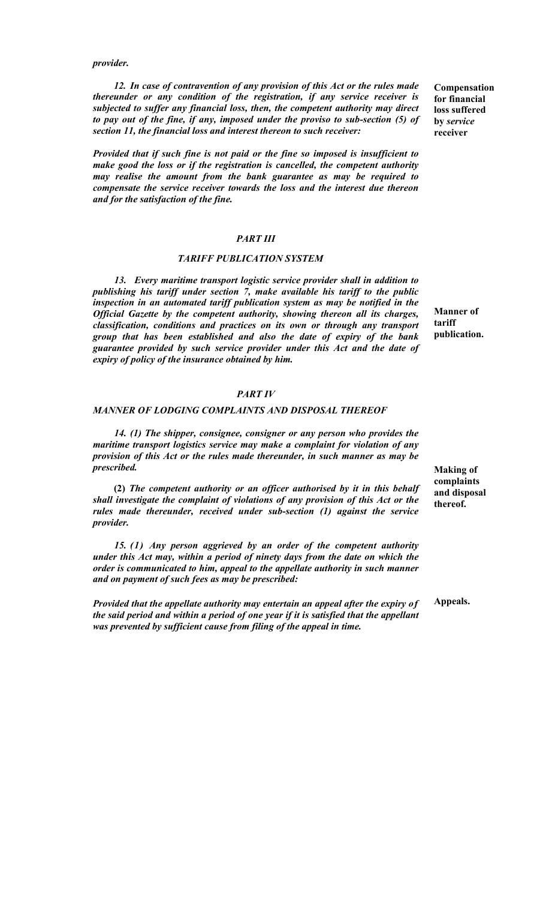*provider.*

**Compensation for financial loss suffered by *service* receiver**

*12. In case of contravention of any provision of this Act or the rules made thereunder or any condition of the registration, if any service receiver is subjected to suffer any financial loss, then, the competent authority may direct to pay out of the fine, if any, imposed under the proviso to sub-section (5) of section 11, the financial loss and interest thereon to such receiver:*

*Provided that if such fine is not paid or the fine so imposed is insufficient to make good the loss or if the registration is cancelled, the competent authority may realise the amount from the bank guarantee as may be required to compensate the service receiver towards the loss and the interest due thereon and for the satisfaction of the fine.*

## *PART III*

### *TARIFF PUBLICATION SYSTEM*

**Manner of tariff publication.**

*13. Every maritime transport logistic service provider shall in addition to publishing his tariff under section 7, make available his tariff to the public inspection in an automated tariff publication system as may be notified in the Official Gazette by the competent authority, showing thereon all its charges, classification, conditions and practices on its own or through any transport group that has been established and also the date of expiry of the bank guarantee provided by such service provider under this Act and the date of expiry of policy of the insurance obtained by him.*

## *PART IV*

### *MANNER OF LODGING COMPLAINTS AND DISPOSAL THEREOF*

**Making of complaints and disposal thereof.**

*14. (1) The shipper, consignee, consigner or any person who provides the maritime transport logistics service may make a complaint for violation of any provision of this Act or the rules made thereunder, in such manner as may be prescribed.*

**(2)** *The competent authority or an officer authorised by it in this behalf shall investigate the complaint of violations of any provision of this Act or the rules made thereunder, received under sub-section (1) against the service provider.*

**Appeals.**

*15. (1) Any person aggrieved by an order of the competent authority under this Act may, within a period of ninety days from the date on which the order is communicated to him, appeal to the appellate authority in such manner and on payment of such fees as may be prescribed:*

*Provided that the appellate authority may entertain an appeal after the expiry of the said period and within a period of one year if it is satisfied that the appellant was prevented by sufficient cause from filing of the appeal in time.*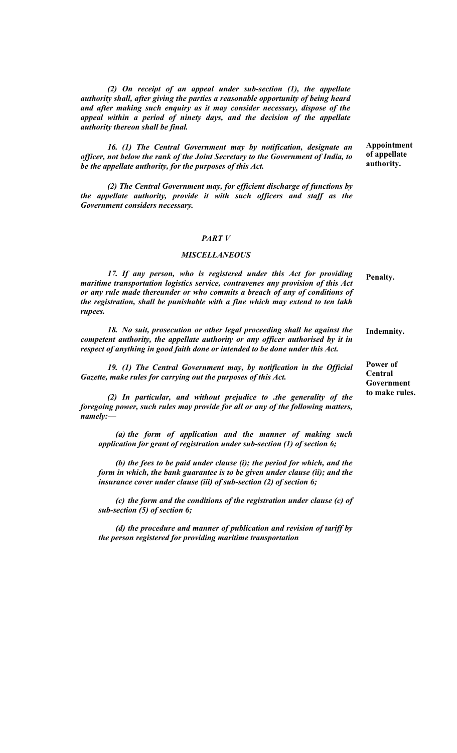*(2) On receipt of an appeal under sub-section (1), the appellate authority shall, after giving the parties a reasonable opportunity of being heard and after making such enquiry as it may consider necessary, dispose of the appeal within a period of ninety days, and the decision of the appellate authority thereon shall be final.*

**Appointment of appellate authority.**

*16. (1) The Central Government may by notification, designate an officer, not below the rank of the Joint Secretary to the Government of India, to be the appellate authority, for the purposes of this Act.*

*(2) The Central Government may, for efficient discharge of functions by the appellate authority, provide it with such officers and staff as the Government considers necessary.*

## *PART V*

### *MISCELLANEOUS*

**Penalty.**

*17. If any person, who is registered under this Act for providing maritime transportation logistics service, contravenes any provision of this Act or any rule made thereunder or who commits a breach of any of conditions of the registration, shall be punishable with a fine which may extend to ten lakh rupees.*

**Indemnity.**

*18. No suit, prosecution or other legal proceeding shall he against the competent authority, the appellate authority or any officer authorised by it in respect of anything in good faith done or intended to be done under this Act.*

**Power of Central Government to make rules.**

*19. (1) The Central Government may, by notification in the Official Gazette, make rules for carrying out the purposes of this Act.*

*(2) In particular, and without prejudice to .the generality of the foregoing power, such rules may provide for all or any of the following matters, namely:—*

*(a) the form of application and the manner of making such application for grant of registration under sub-section (1) of section 6;*

*(b) the fees to be paid under clause (i); the period for which, and the form in which, the bank guarantee is to be given under clause (ii); and the insurance cover under clause (iii) of sub-section (2) of section 6;*

*(c) the form and the conditions of the registration under clause (c) of sub-section (5) of section 6;*

*(d) the procedure and manner of publication and revision of tariff by the person registered for providing maritime transportation*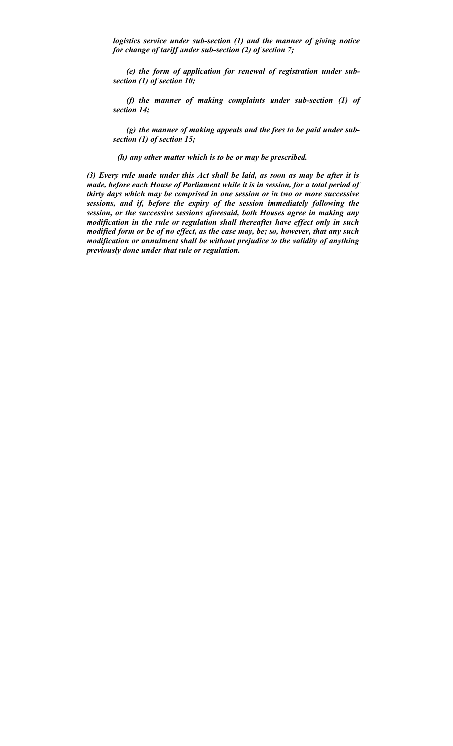*logistics service under sub-section (1) and the manner of giving notice for change of tariff under sub-section (2) of section 7;*

*(e) the form of application for renewal of registration under sub-section (1) of section 10;*

*(f) the manner of making complaints under sub-section (1) of section 14;*

*(g) the manner of making appeals and the fees to be paid under sub-section (1) of section 15;*

*(h) any other matter which is to be or may be prescribed.*

*(3) Every rule made under this Act shall be laid, as soon as may be after it is made, before each House of Parliament while it is in session, for a total period of thirty days which may be comprised in one session or in two or more successive sessions, and if, before the expiry of the session immediately following the session, or the successive sessions aforesaid, both Houses agree in making any modification in the rule or regulation shall thereafter have effect only in such modified form or be of no effect, as the case may, be; so, however, that any such modification or annulment shall be without prejudice to the validity of anything previously done under that rule or regulation.*

---